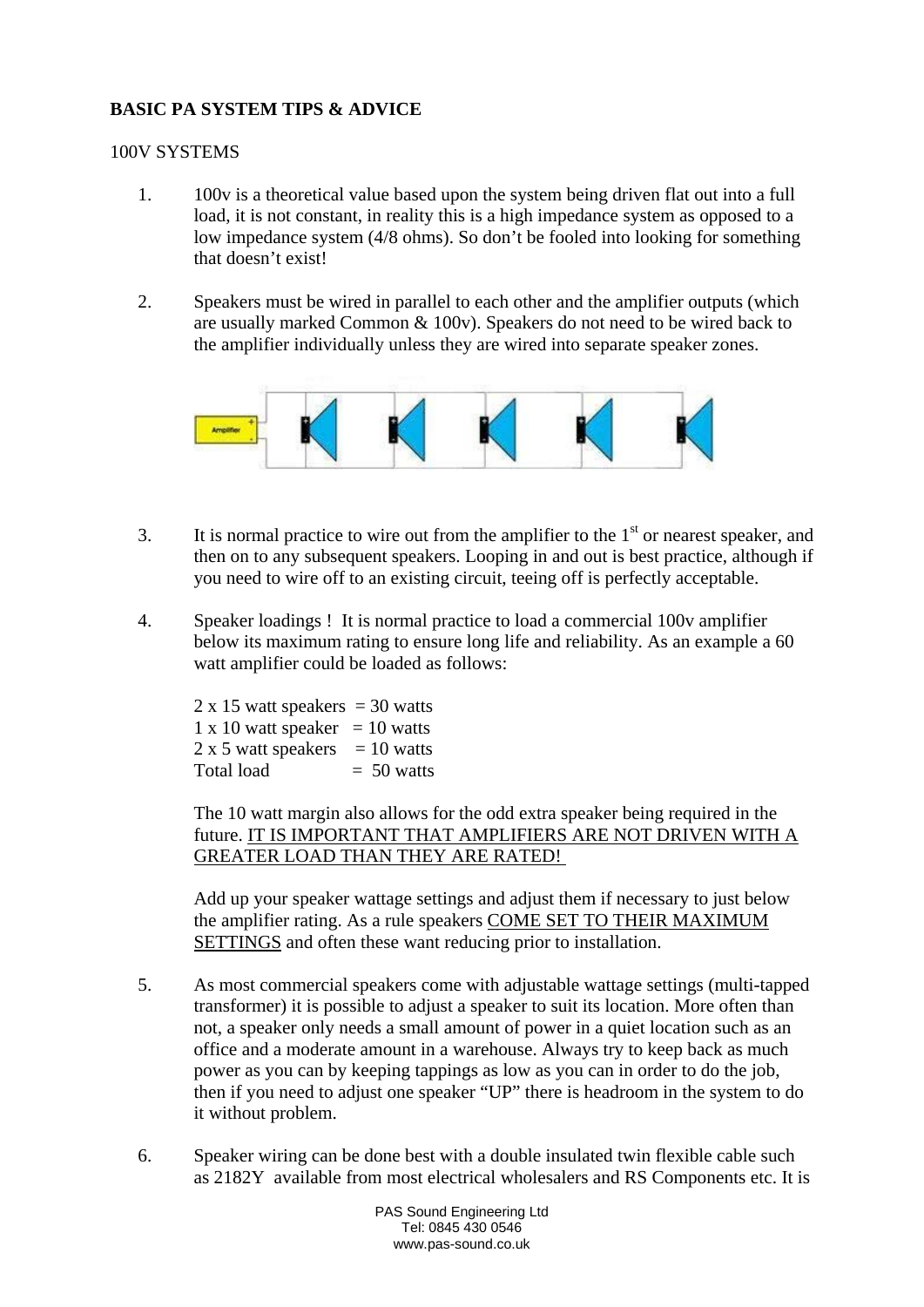**BASIC PA SYSTEM TIPS & ADVICE**

100V SYSTEMS

1. 100v is a theoretical value based upon the system being driven flat out into a full load, it is not constant, in reality this is a high impedance system as opposed to a low impedance system (4/8 ohms). So don't be fooled into looking for something that doesn't exist!

2. Speakers must be wired in parallel to each other and the amplifier outputs (which are usually marked Common & 100v). Speakers do not need to be wired back to the amplifier individually unless they are wired into separate speaker zones.

3. It is normal practice to wire out from the amplifier to the 1st or nearest speaker, and then on to any subsequent speakers. Looping in and out is best practice, although if you need to wire off to an existing circuit, teeing off is perfectly acceptable.

4. Speaker loadings ! It is normal practice to load a commercial 100v amplifier below its maximum rating to ensure long life and reliability. As an example a 60 watt amplifier could be loaded as follows:

   2 x 15 watt speakers = 30 watts
   1 x 10 watt speaker = 10 watts
   2 x 5 watt speakers = 10 watts
   Total load = 50 watts

   The 10 watt margin also allows for the odd extra speaker being required in the future. <u>IT IS IMPORTANT THAT AMPLIFIERS ARE NOT DRIVEN WITH A GREATER LOAD THAN THEY ARE RATED!</u>

   Add up your speaker wattage settings and adjust them if necessary to just below the amplifier rating. As a rule speakers <u>COME SET TO THEIR MAXIMUM SETTINGS</u> and often these want reducing prior to installation.

5. As most commercial speakers come with adjustable wattage settings (multi-tapped transformer) it is possible to adjust a speaker to suit its location. More often than not, a speaker only needs a small amount of power in a quiet location such as an office and a moderate amount in a warehouse. Always try to keep back as much power as you can by keeping tappings as low as you can in order to do the job, then if you need to adjust one speaker "UP" there is headroom in the system to do it without problem.

6. Speaker wiring can be done best with a double insulated twin flexible cable such as 2182Y available from most electrical wholesalers and RS Components etc. It is

PAS Sound Engineering Ltd
Tel: 0845 430 0546
www.pas-sound.co.uk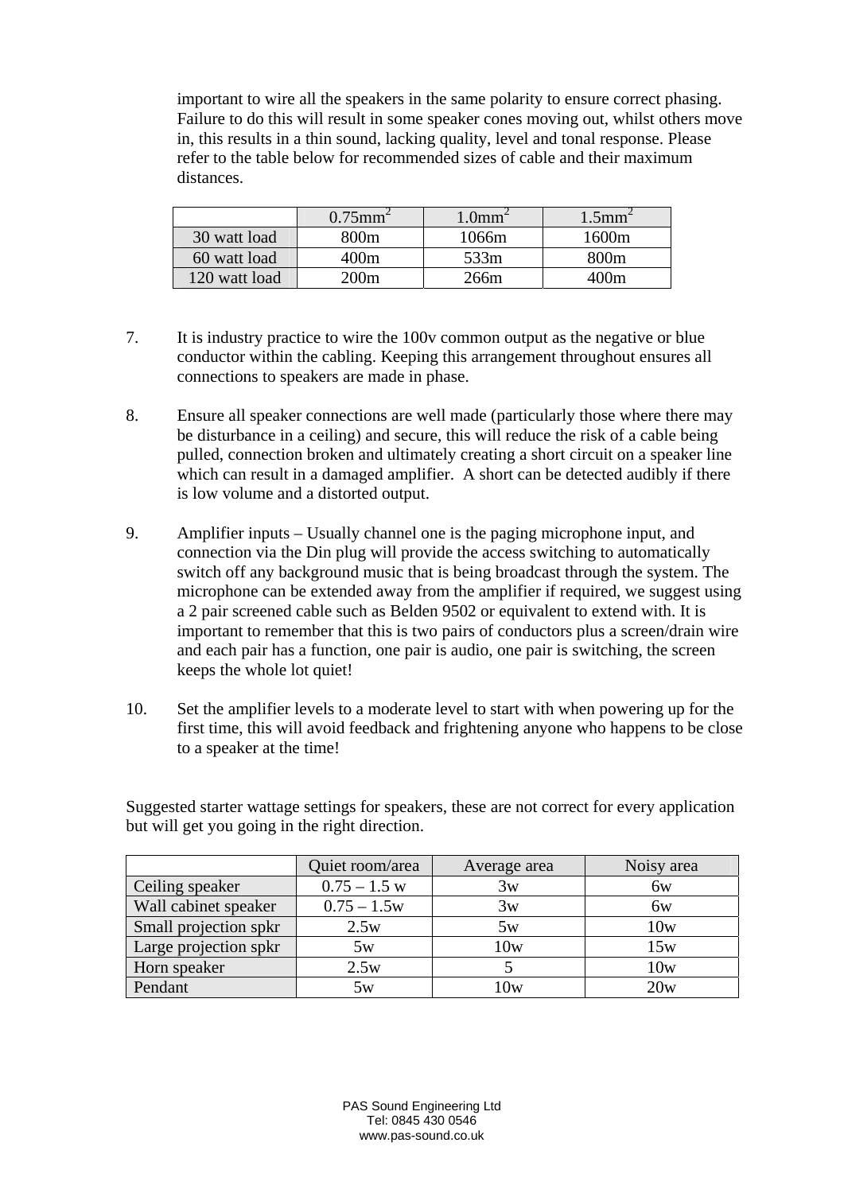important to wire all the speakers in the same polarity to ensure correct phasing. Failure to do this will result in some speaker cones moving out, whilst others move in, this results in a thin sound, lacking quality, level and tonal response. Please refer to the table below for recommended sizes of cable and their maximum distances.

| | $0.75mm^2$ | $1.0mm^2$ | $1.5mm^2$ |
|---|---|---|---|
| 30 watt load | 800m | 1066m | 1600m |
| 60 watt load | 400m | 533m | 800m |
| 120 watt load | 200m | 266m | 400m |

7. It is industry practice to wire the 100v common output as the negative or blue conductor within the cabling. Keeping this arrangement throughout ensures all connections to speakers are made in phase.

8. Ensure all speaker connections are well made (particularly those where there may be disturbance in a ceiling) and secure, this will reduce the risk of a cable being pulled, connection broken and ultimately creating a short circuit on a speaker line which can result in a damaged amplifier. A short can be detected audibly if there is low volume and a distorted output.

9. Amplifier inputs – Usually channel one is the paging microphone input, and connection via the Din plug will provide the access switching to automatically switch off any background music that is being broadcast through the system. The microphone can be extended away from the amplifier if required, we suggest using a 2 pair screened cable such as Belden 9502 or equivalent to extend with. It is important to remember that this is two pairs of conductors plus a screen/drain wire and each pair has a function, one pair is audio, one pair is switching, the screen keeps the whole lot quiet!

10. Set the amplifier levels to a moderate level to start with when powering up for the first time, this will avoid feedback and frightening anyone who happens to be close to a speaker at the time!

Suggested starter wattage settings for speakers, these are not correct for every application but will get you going in the right direction.

| | Quiet room/area | Average area | Noisy area |
|---|---|---|---|
| Ceiling speaker | 0.75 – 1.5 w | 3w | 6w |
| Wall cabinet speaker | 0.75 – 1.5w | 3w | 6w |
| Small projection spkr | 2.5w | 5w | 10w |
| Large projection spkr | 5w | 10w | 15w |
| Horn speaker | 2.5w | 5 | 10w |
| Pendant | 5w | 10w | 20w |